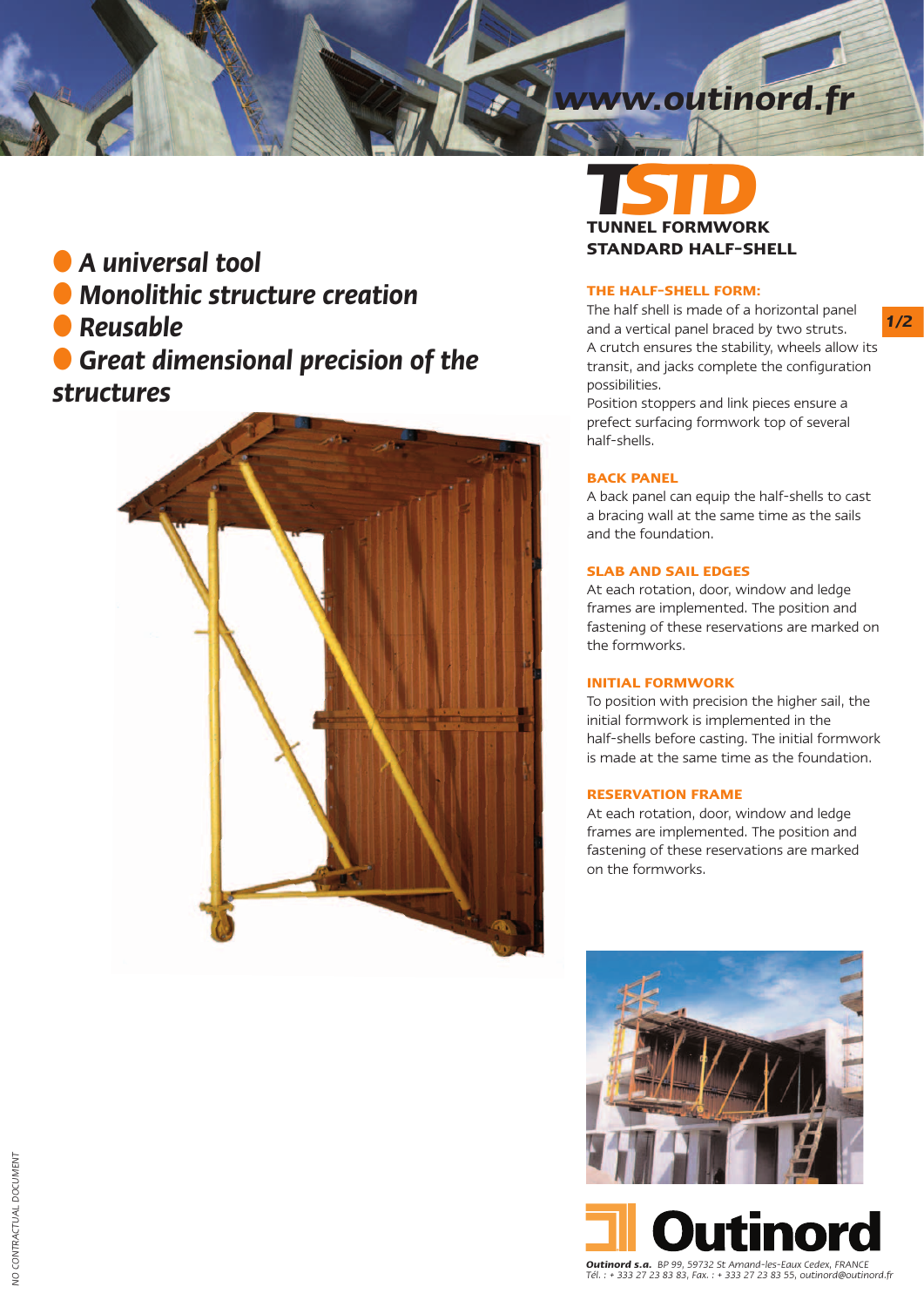www.outinord.fr

# TSTD

## TUNNEL FORMWORK STANDARD HALF-SHELL

- A universal tool
- Monolithic structure creation
- Reusable
- Great dimensional precision of the structures

### THE HALF-SHELL FORM:

The half shell is made of a horizontal panel and a vertical panel braced by two struts. A crutch ensures the stability, wheels allow its transit, and jacks complete the configuration possibilities.
Position stoppers and link pieces ensure a prefect surfacing formwork top of several half-shells.

### BACK PANEL

A back panel can equip the half-shells to cast a bracing wall at the same time as the sails and the foundation.

### SLAB AND SAIL EDGES

At each rotation, door, window and ledge frames are implemented. The position and fastening of these reservations are marked on the formworks.

### INITIAL FORMWORK

To position with precision the higher sail, the initial formwork is implemented in the half-shells before casting. The initial formwork is made at the same time as the foundation.

### RESERVATION FRAME

At each rotation, door, window and ledge frames are implemented. The position and fastening of these reservations are marked on the formworks.

**Outinord**

***Outinord s.a.*** *BP 99, 59732 St Amand-les-Eaux Cedex, FRANCE*
*Tél. : + 333 27 23 83 83, Fax. : + 333 27 23 83 55, outinord@outinord.fr*

NO CONTRACTUAL DOCUMENT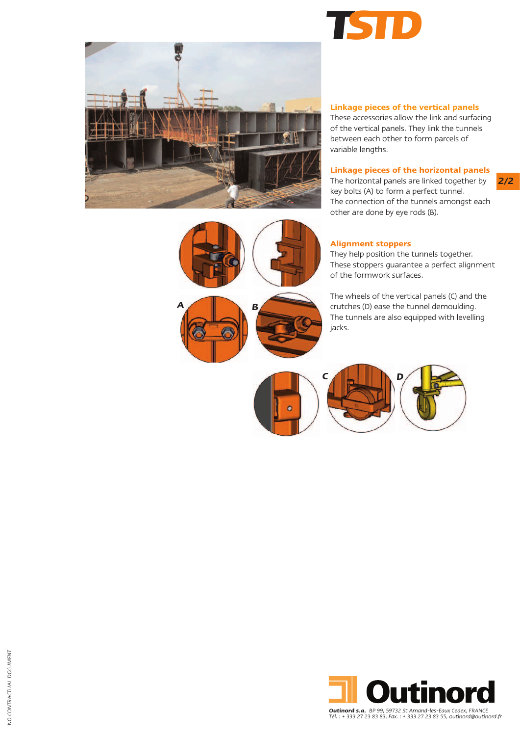# TSTD

### Linkage pieces of the vertical panels

These accessories allow the link and surfacing of the vertical panels. They link the tunnels between each other to form parcels of variable lengths.

### Linkage pieces of the horizontal panels

The horizontal panels are linked together by key bolts (A) to form a perfect tunnel.
The connection of the tunnels amongst each other are done by eye rods (B).

### Alignment stoppers

They help position the tunnels together.
These stoppers guarantee a perfect alignment of the formwork surfaces.

The wheels of the vertical panels (C) and the crutches (D) ease the tunnel demoulding.
The tunnels are also equipped with levelling jacks.

A

B

C

D

NO CONTRACTUAL DOCUMENT

**Outinord**

***Outinord s.a.*** *BP 99, 59732 St Amand-les-Eaux Cedex, FRANCE*
*Tél. : + 333 27 23 83 83, Fax. : + 333 27 23 83 55, outinord@outinord.fr*